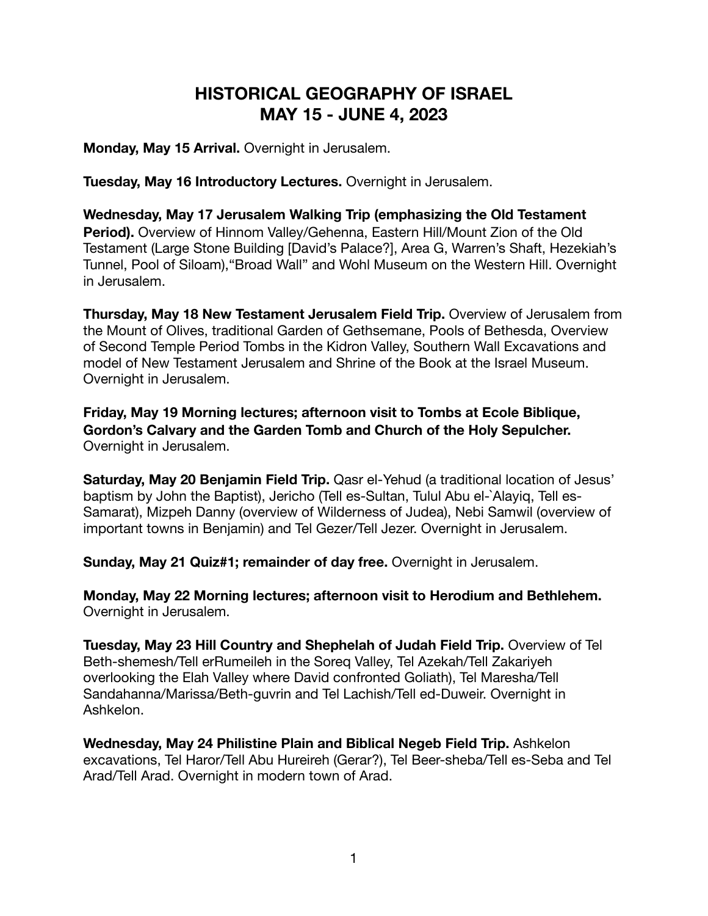# HISTORICAL GEOGRAPHY OF ISRAEL
# MAY 15 - JUNE 4, 2023

**Monday, May 15 Arrival.** Overnight in Jerusalem.

**Tuesday, May 16 Introductory Lectures.** Overnight in Jerusalem.

**Wednesday, May 17 Jerusalem Walking Trip (emphasizing the Old Testament Period).** Overview of Hinnom Valley/Gehenna, Eastern Hill/Mount Zion of the Old Testament (Large Stone Building [David's Palace?], Area G, Warren's Shaft, Hezekiah's Tunnel, Pool of Siloam),"Broad Wall" and Wohl Museum on the Western Hill. Overnight in Jerusalem.

**Thursday, May 18 New Testament Jerusalem Field Trip.** Overview of Jerusalem from the Mount of Olives, traditional Garden of Gethsemane, Pools of Bethesda, Overview of Second Temple Period Tombs in the Kidron Valley, Southern Wall Excavations and model of New Testament Jerusalem and Shrine of the Book at the Israel Museum. Overnight in Jerusalem.

**Friday, May 19 Morning lectures; afternoon visit to Tombs at Ecole Biblique, Gordon's Calvary and the Garden Tomb and Church of the Holy Sepulcher.** Overnight in Jerusalem.

**Saturday, May 20 Benjamin Field Trip.** Qasr el-Yehud (a traditional location of Jesus' baptism by John the Baptist), Jericho (Tell es-Sultan, Tulul Abu el-`Alayiq, Tell es-Samarat), Mizpeh Danny (overview of Wilderness of Judea), Nebi Samwil (overview of important towns in Benjamin) and Tel Gezer/Tell Jezer. Overnight in Jerusalem.

**Sunday, May 21 Quiz#1; remainder of day free.** Overnight in Jerusalem.

**Monday, May 22 Morning lectures; afternoon visit to Herodium and Bethlehem.** Overnight in Jerusalem.

**Tuesday, May 23 Hill Country and Shephelah of Judah Field Trip.** Overview of Tel Beth-shemesh/Tell erRumeileh in the Soreq Valley, Tel Azekah/Tell Zakariyeh overlooking the Elah Valley where David confronted Goliath), Tel Maresha/Tell Sandahanna/Marissa/Beth-guvrin and Tel Lachish/Tell ed-Duweir. Overnight in Ashkelon.

**Wednesday, May 24 Philistine Plain and Biblical Negeb Field Trip.** Ashkelon excavations, Tel Haror/Tell Abu Hureireh (Gerar?), Tel Beer-sheba/Tell es-Seba and Tel Arad/Tell Arad. Overnight in modern town of Arad.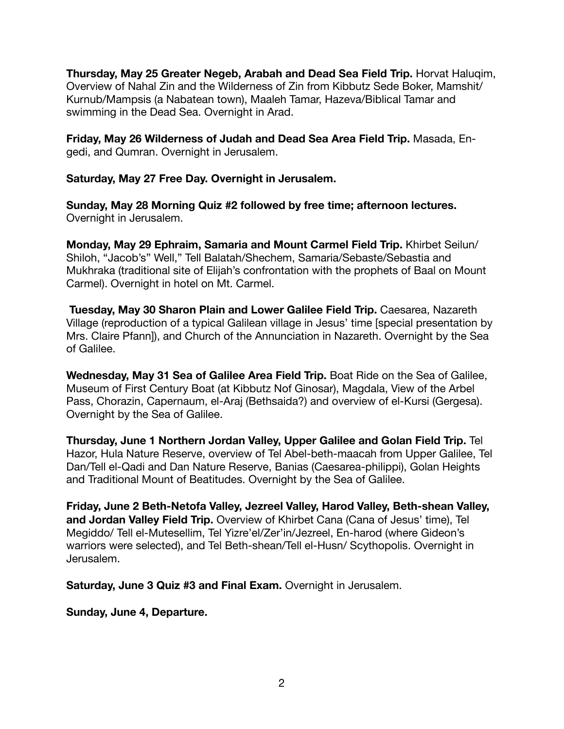**Thursday, May 25 Greater Negeb, Arabah and Dead Sea Field Trip.** Horvat Haluqim, Overview of Nahal Zin and the Wilderness of Zin from Kibbutz Sede Boker, Mamshit/ Kurnub/Mampsis (a Nabatean town), Maaleh Tamar, Hazeva/Biblical Tamar and swimming in the Dead Sea. Overnight in Arad.

**Friday, May 26 Wilderness of Judah and Dead Sea Area Field Trip.** Masada, En-gedi, and Qumran. Overnight in Jerusalem.

**Saturday, May 27 Free Day. Overnight in Jerusalem.**

**Sunday, May 28 Morning Quiz #2 followed by free time; afternoon lectures.** Overnight in Jerusalem.

**Monday, May 29 Ephraim, Samaria and Mount Carmel Field Trip.** Khirbet Seilun/ Shiloh, "Jacob's" Well," Tell Balatah/Shechem, Samaria/Sebaste/Sebastia and Mukhraka (traditional site of Elijah's confrontation with the prophets of Baal on Mount Carmel). Overnight in hotel on Mt. Carmel.

**Tuesday, May 30 Sharon Plain and Lower Galilee Field Trip.** Caesarea, Nazareth Village (reproduction of a typical Galilean village in Jesus' time [special presentation by Mrs. Claire Pfann]), and Church of the Annunciation in Nazareth. Overnight by the Sea of Galilee.

**Wednesday, May 31 Sea of Galilee Area Field Trip.** Boat Ride on the Sea of Galilee, Museum of First Century Boat (at Kibbutz Nof Ginosar), Magdala, View of the Arbel Pass, Chorazin, Capernaum, el-Araj (Bethsaida?) and overview of el-Kursi (Gergesa). Overnight by the Sea of Galilee.

**Thursday, June 1 Northern Jordan Valley, Upper Galilee and Golan Field Trip.** Tel Hazor, Hula Nature Reserve, overview of Tel Abel-beth-maacah from Upper Galilee, Tel Dan/Tell el-Qadi and Dan Nature Reserve, Banias (Caesarea-philippi), Golan Heights and Traditional Mount of Beatitudes. Overnight by the Sea of Galilee.

**Friday, June 2 Beth-Netofa Valley, Jezreel Valley, Harod Valley, Beth-shean Valley, and Jordan Valley Field Trip.** Overview of Khirbet Cana (Cana of Jesus' time), Tel Megiddo/ Tell el-Mutesellim, Tel Yizre'el/Zer'in/Jezreel, En-harod (where Gideon's warriors were selected), and Tel Beth-shean/Tell el-Husn/ Scythopolis. Overnight in Jerusalem.

**Saturday, June 3 Quiz #3 and Final Exam.** Overnight in Jerusalem.

**Sunday, June 4, Departure.**